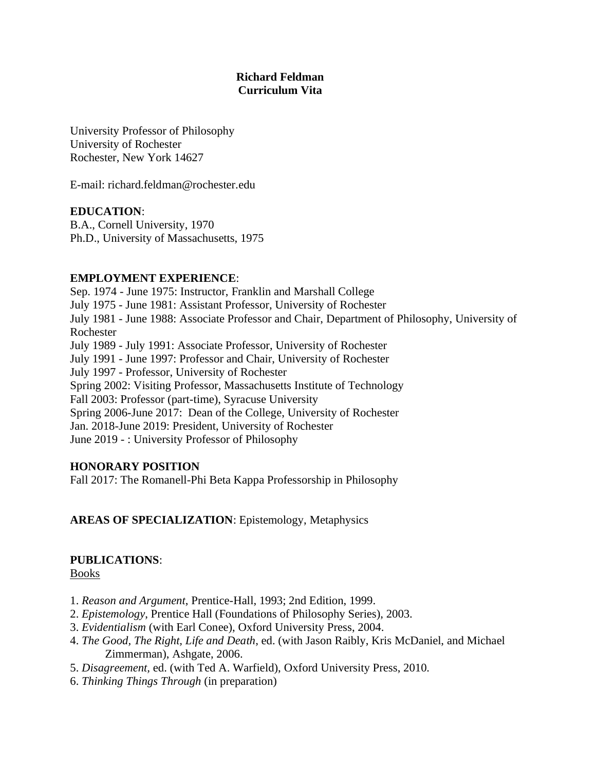**Richard Feldman**
**Curriculum Vita**

University Professor of Philosophy
University of Rochester
Rochester, New York 14627

E-mail: richard.feldman@rochester.edu

**EDUCATION**:
B.A., Cornell University, 1970
Ph.D., University of Massachusetts, 1975

**EMPLOYMENT EXPERIENCE**:
Sep. 1974 - June 1975: Instructor, Franklin and Marshall College
July 1975 - June 1981: Assistant Professor, University of Rochester
July 1981 - June 1988: Associate Professor and Chair, Department of Philosophy, University of Rochester
July 1989 - July 1991: Associate Professor, University of Rochester
July 1991 - June 1997: Professor and Chair, University of Rochester
July 1997 - Professor, University of Rochester
Spring 2002: Visiting Professor, Massachusetts Institute of Technology
Fall 2003: Professor (part-time), Syracuse University
Spring 2006-June 2017: Dean of the College, University of Rochester
Jan. 2018-June 2019: President, University of Rochester
June 2019 - : University Professor of Philosophy

**HONORARY POSITION**
Fall 2017: The Romanell-Phi Beta Kappa Professorship in Philosophy

**AREAS OF SPECIALIZATION**: Epistemology, Metaphysics

**PUBLICATIONS**:
Books

1. *Reason and Argument*, Prentice-Hall, 1993; 2nd Edition, 1999.
2. *Epistemology*, Prentice Hall (Foundations of Philosophy Series), 2003.
3. *Evidentialism* (with Earl Conee), Oxford University Press, 2004.
4. *The Good, The Right, Life and Death*, ed. (with Jason Raibly, Kris McDaniel, and Michael Zimmerman), Ashgate, 2006.
5. *Disagreement*, ed. (with Ted A. Warfield), Oxford University Press, 2010.
6. *Thinking Things Through* (in preparation)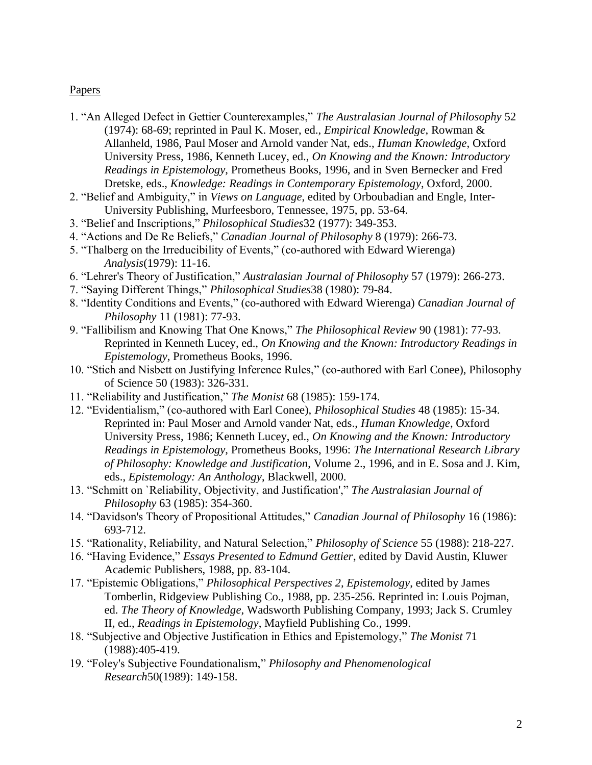Papers

1. "An Alleged Defect in Gettier Counterexamples," *The Australasian Journal of Philosophy* 52 (1974): 68-69; reprinted in Paul K. Moser, ed., *Empirical Knowledge*, Rowman & Allanheld, 1986, Paul Moser and Arnold vander Nat, eds., *Human Knowledge*, Oxford University Press, 1986, Kenneth Lucey, ed., *On Knowing and the Known: Introductory Readings in Epistemology*, Prometheus Books, 1996, and in Sven Bernecker and Fred Dretske, eds., *Knowledge: Readings in Contemporary Epistemology*, Oxford, 2000.
2. "Belief and Ambiguity," in *Views on Language*, edited by Orboubadian and Engle, Inter-University Publishing, Murfeesboro, Tennessee, 1975, pp. 53-64.
3. "Belief and Inscriptions," *Philosophical Studies*32 (1977): 349-353.
4. "Actions and De Re Beliefs," *Canadian Journal of Philosophy* 8 (1979): 266-73.
5. "Thalberg on the Irreducibility of Events," (co-authored with Edward Wierenga) *Analysis*(1979): 11-16.
6. "Lehrer's Theory of Justification," *Australasian Journal of Philosophy* 57 (1979): 266-273.
7. "Saying Different Things," *Philosophical Studies*38 (1980): 79-84.
8. "Identity Conditions and Events," (co-authored with Edward Wierenga) *Canadian Journal of Philosophy* 11 (1981): 77-93.
9. "Fallibilism and Knowing That One Knows," *The Philosophical Review* 90 (1981): 77-93. Reprinted in Kenneth Lucey, ed., *On Knowing and the Known: Introductory Readings in Epistemology*, Prometheus Books, 1996.
10. "Stich and Nisbett on Justifying Inference Rules," (co-authored with Earl Conee), Philosophy of Science 50 (1983): 326-331.
11. "Reliability and Justification," *The Monist* 68 (1985): 159-174.
12. "Evidentialism," (co-authored with Earl Conee), *Philosophical Studies* 48 (1985): 15-34. Reprinted in: Paul Moser and Arnold vander Nat, eds., *Human Knowledge*, Oxford University Press, 1986; Kenneth Lucey, ed., *On Knowing and the Known: Introductory Readings in Epistemology*, Prometheus Books, 1996: *The International Research Library of Philosophy: Knowledge and Justification*, Volume 2., 1996, and in E. Sosa and J. Kim, eds., *Epistemology: An Anthology*, Blackwell, 2000.
13. "Schmitt on `Reliability, Objectivity, and Justification'," *The Australasian Journal of Philosophy* 63 (1985): 354-360.
14. "Davidson's Theory of Propositional Attitudes," *Canadian Journal of Philosophy* 16 (1986): 693-712.
15. "Rationality, Reliability, and Natural Selection," *Philosophy of Science* 55 (1988): 218-227.
16. "Having Evidence," *Essays Presented to Edmund Gettier*, edited by David Austin, Kluwer Academic Publishers, 1988, pp. 83-104.
17. "Epistemic Obligations," *Philosophical Perspectives 2, Epistemology*, edited by James Tomberlin, Ridgeview Publishing Co., 1988, pp. 235-256. Reprinted in: Louis Pojman, ed. *The Theory of Knowledge*, Wadsworth Publishing Company, 1993; Jack S. Crumley II, ed., *Readings in Epistemology*, Mayfield Publishing Co., 1999.
18. "Subjective and Objective Justification in Ethics and Epistemology," *The Monist* 71 (1988):405-419.
19. "Foley's Subjective Foundationalism," *Philosophy and Phenomenological Research*50(1989): 149-158.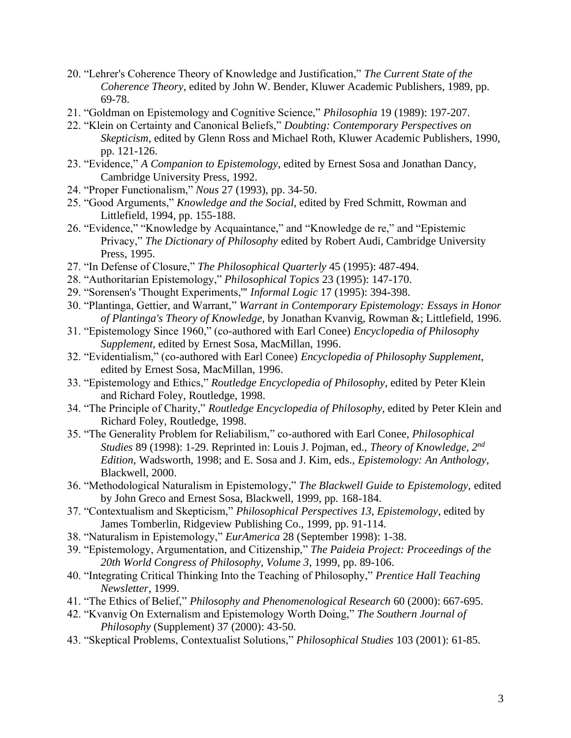20. "Lehrer's Coherence Theory of Knowledge and Justification," *The Current State of the Coherence Theory*, edited by John W. Bender, Kluwer Academic Publishers, 1989, pp. 69-78.
21. "Goldman on Epistemology and Cognitive Science," *Philosophia* 19 (1989): 197-207.
22. "Klein on Certainty and Canonical Beliefs," *Doubting: Contemporary Perspectives on Skepticism*, edited by Glenn Ross and Michael Roth, Kluwer Academic Publishers, 1990, pp. 121-126.
23. "Evidence," *A Companion to Epistemology*, edited by Ernest Sosa and Jonathan Dancy, Cambridge University Press, 1992.
24. "Proper Functionalism," *Nous* 27 (1993), pp. 34-50.
25. "Good Arguments," *Knowledge and the Social*, edited by Fred Schmitt, Rowman and Littlefield, 1994, pp. 155-188.
26. "Evidence," "Knowledge by Acquaintance," and "Knowledge de re," and "Epistemic Privacy," *The Dictionary of Philosophy* edited by Robert Audi, Cambridge University Press, 1995.
27. "In Defense of Closure," *The Philosophical Quarterly* 45 (1995): 487-494.
28. "Authoritarian Epistemology," *Philosophical Topics* 23 (1995): 147-170.
29. "Sorensen's 'Thought Experiments,'" *Informal Logic* 17 (1995): 394-398.
30. "Plantinga, Gettier, and Warrant," *Warrant in Contemporary Epistemology: Essays in Honor of Plantinga's Theory of Knowledge*, by Jonathan Kvanvig, Rowman &; Littlefield, 1996.
31. "Epistemology Since 1960," (co-authored with Earl Conee) *Encyclopedia of Philosophy Supplement*, edited by Ernest Sosa, MacMillan, 1996.
32. "Evidentialism," (co-authored with Earl Conee) *Encyclopedia of Philosophy Supplement*, edited by Ernest Sosa, MacMillan, 1996.
33. "Epistemology and Ethics," *Routledge Encyclopedia of Philosophy*, edited by Peter Klein and Richard Foley, Routledge, 1998.
34. "The Principle of Charity," *Routledge Encyclopedia of Philosophy*, edited by Peter Klein and Richard Foley, Routledge, 1998.
35. "The Generality Problem for Reliabilism," co-authored with Earl Conee, *Philosophical Studies* 89 (1998): 1-29. Reprinted in: Louis J. Pojman, ed., *Theory of Knowledge, 2nd Edition*, Wadsworth, 1998; and E. Sosa and J. Kim, eds., *Epistemology: An Anthology*, Blackwell, 2000.
36. "Methodological Naturalism in Epistemology," *The Blackwell Guide to Epistemology*, edited by John Greco and Ernest Sosa, Blackwell, 1999, pp. 168-184.
37. "Contextualism and Skepticism," *Philosophical Perspectives 13, Epistemology*, edited by James Tomberlin, Ridgeview Publishing Co., 1999, pp. 91-114.
38. "Naturalism in Epistemology," *EurAmerica* 28 (September 1998): 1-38.
39. "Epistemology, Argumentation, and Citizenship," *The Paideia Project: Proceedings of the 20th World Congress of Philosophy, Volume 3*, 1999, pp. 89-106.
40. "Integrating Critical Thinking Into the Teaching of Philosophy," *Prentice Hall Teaching Newsletter*, 1999.
41. "The Ethics of Belief," *Philosophy and Phenomenological Research* 60 (2000): 667-695.
42. "Kvanvig On Externalism and Epistemology Worth Doing," *The Southern Journal of Philosophy* (Supplement) 37 (2000): 43-50.
43. "Skeptical Problems, Contextualist Solutions," *Philosophical Studies* 103 (2001): 61-85.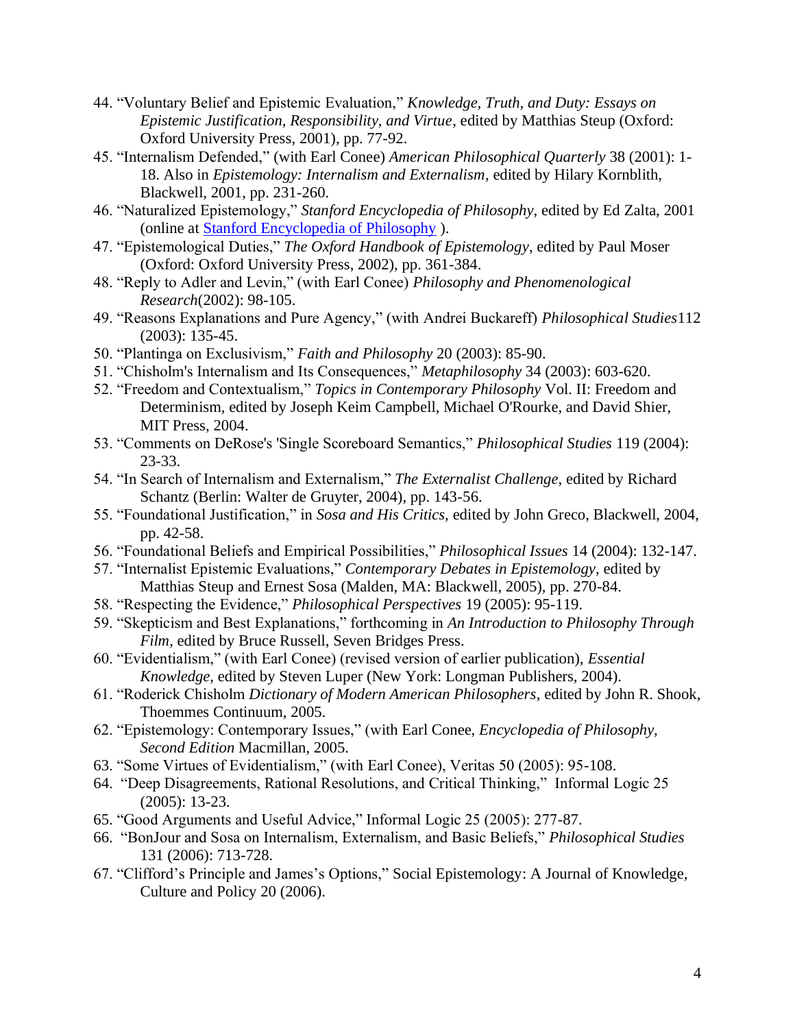44. "Voluntary Belief and Epistemic Evaluation," *Knowledge, Truth, and Duty: Essays on Epistemic Justification, Responsibility, and Virtue*, edited by Matthias Steup (Oxford: Oxford University Press, 2001), pp. 77-92.
45. "Internalism Defended," (with Earl Conee) *American Philosophical Quarterly* 38 (2001): 1-18. Also in *Epistemology: Internalism and Externalism*, edited by Hilary Kornblith, Blackwell, 2001, pp. 231-260.
46. "Naturalized Epistemology," *Stanford Encyclopedia of Philosophy*, edited by Ed Zalta, 2001 (online at Stanford Encyclopedia of Philosophy ).
47. "Epistemological Duties," *The Oxford Handbook of Epistemology*, edited by Paul Moser (Oxford: Oxford University Press, 2002), pp. 361-384.
48. "Reply to Adler and Levin," (with Earl Conee) *Philosophy and Phenomenological Research*(2002): 98-105.
49. "Reasons Explanations and Pure Agency," (with Andrei Buckareff) *Philosophical Studies*112 (2003): 135-45.
50. "Plantinga on Exclusivism," *Faith and Philosophy* 20 (2003): 85-90.
51. "Chisholm's Internalism and Its Consequences," *Metaphilosophy* 34 (2003): 603-620.
52. "Freedom and Contextualism," *Topics in Contemporary Philosophy* Vol. II: Freedom and Determinism, edited by Joseph Keim Campbell, Michael O'Rourke, and David Shier, MIT Press, 2004.
53. "Comments on DeRose's 'Single Scoreboard Semantics," *Philosophical Studies* 119 (2004): 23-33.
54. "In Search of Internalism and Externalism," *The Externalist Challenge*, edited by Richard Schantz (Berlin: Walter de Gruyter, 2004), pp. 143-56.
55. "Foundational Justification," in *Sosa and His Critics,* edited by John Greco, Blackwell, 2004, pp. 42-58.
56. "Foundational Beliefs and Empirical Possibilities," *Philosophical Issues* 14 (2004): 132-147.
57. "Internalist Epistemic Evaluations," *Contemporary Debates in Epistemology*, edited by Matthias Steup and Ernest Sosa (Malden, MA: Blackwell, 2005), pp. 270-84.
58. "Respecting the Evidence," *Philosophical Perspectives* 19 (2005): 95-119.
59. "Skepticism and Best Explanations," forthcoming in *An Introduction to Philosophy Through Film*, edited by Bruce Russell, Seven Bridges Press.
60. "Evidentialism," (with Earl Conee) (revised version of earlier publication), *Essential Knowledge,* edited by Steven Luper (New York: Longman Publishers, 2004).
61. "Roderick Chisholm *Dictionary of Modern American Philosophers*, edited by John R. Shook, Thoemmes Continuum, 2005.
62. "Epistemology: Contemporary Issues," (with Earl Conee, *Encyclopedia of Philosophy, Second Edition* Macmillan, 2005.
63. "Some Virtues of Evidentialism," (with Earl Conee), Veritas 50 (2005): 95-108.
64. "Deep Disagreements, Rational Resolutions, and Critical Thinking," Informal Logic 25 (2005): 13-23.
65. "Good Arguments and Useful Advice," Informal Logic 25 (2005): 277-87.
66. "BonJour and Sosa on Internalism, Externalism, and Basic Beliefs," *Philosophical Studies* 131 (2006): 713-728.
67. "Clifford's Principle and James's Options," Social Epistemology: A Journal of Knowledge, Culture and Policy 20 (2006).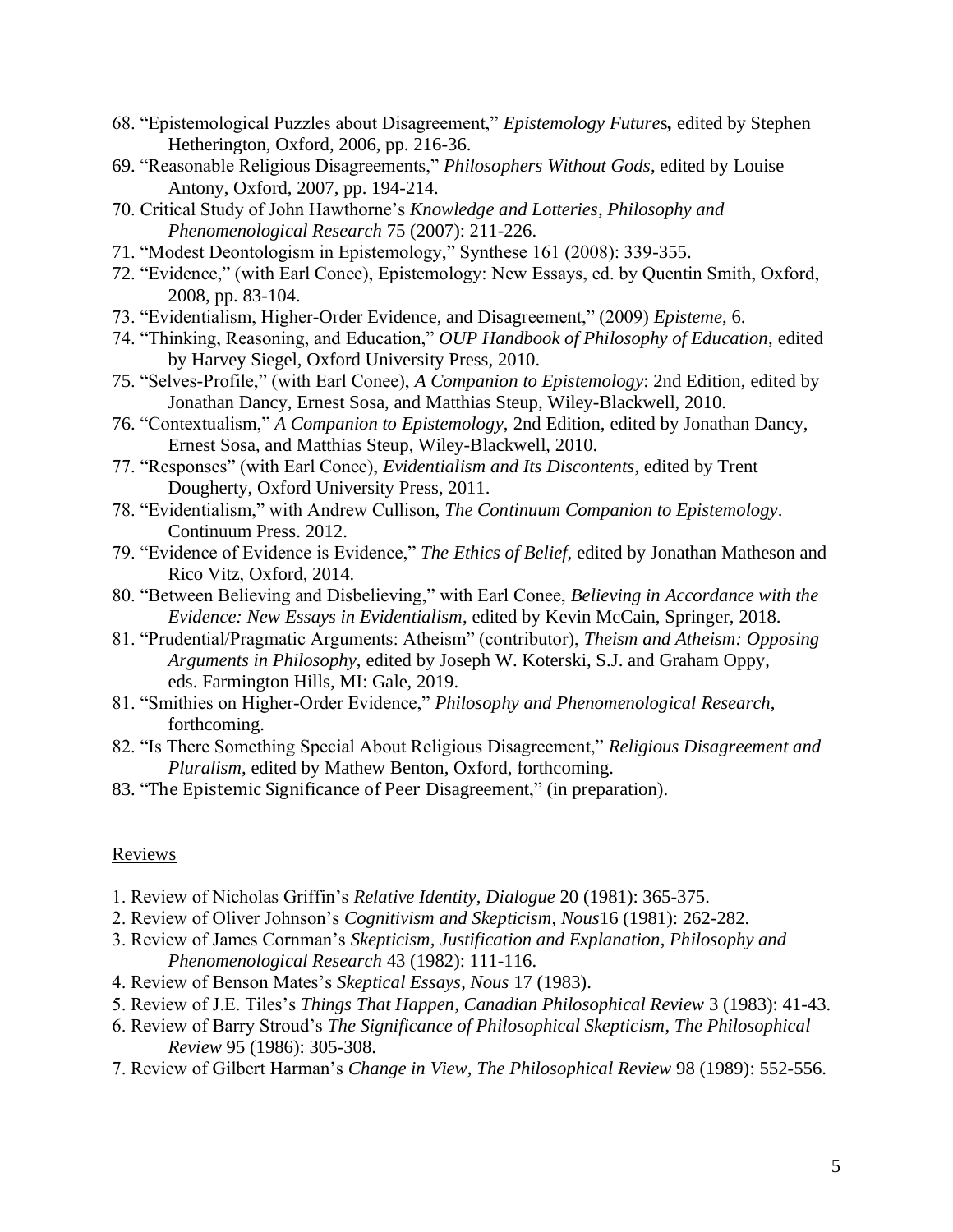68. "Epistemological Puzzles about Disagreement," *Epistemology Futures***,** edited by Stephen Hetherington, Oxford, 2006, pp. 216-36.
69. "Reasonable Religious Disagreements," *Philosophers Without Gods*, edited by Louise Antony, Oxford, 2007, pp. 194-214.
70. Critical Study of John Hawthorne's *Knowledge and Lotteries*, *Philosophy and Phenomenological Research* 75 (2007): 211-226.
71. "Modest Deontologism in Epistemology," Synthese 161 (2008): 339-355.
72. "Evidence," (with Earl Conee), Epistemology: New Essays, ed. by Quentin Smith, Oxford, 2008, pp. 83-104.
73. "Evidentialism, Higher-Order Evidence, and Disagreement," (2009) *Episteme*, 6.
74. "Thinking, Reasoning, and Education," *OUP Handbook of Philosophy of Education*, edited by Harvey Siegel, Oxford University Press, 2010.
75. "Selves-Profile," (with Earl Conee), *A Companion to Epistemology*: 2nd Edition, edited by Jonathan Dancy, Ernest Sosa, and Matthias Steup, Wiley-Blackwell, 2010.
76. "Contextualism," *A Companion to Epistemology*, 2nd Edition, edited by Jonathan Dancy, Ernest Sosa, and Matthias Steup, Wiley-Blackwell, 2010.
77. "Responses" (with Earl Conee), *Evidentialism and Its Discontents*, edited by Trent Dougherty, Oxford University Press, 2011.
78. "Evidentialism," with Andrew Cullison, *The Continuum Companion to Epistemology*. Continuum Press. 2012.
79. "Evidence of Evidence is Evidence," *The Ethics of Belief*, edited by Jonathan Matheson and Rico Vitz, Oxford, 2014.
80. "Between Believing and Disbelieving," with Earl Conee, *Believing in Accordance with the Evidence: New Essays in Evidentialism*, edited by Kevin McCain, Springer, 2018.
81. "Prudential/Pragmatic Arguments: Atheism" (contributor), *Theism and Atheism: Opposing Arguments in Philosophy*, edited by Joseph W. Koterski, S.J. and Graham Oppy, eds. Farmington Hills, MI: Gale, 2019.
81. "Smithies on Higher-Order Evidence," *Philosophy and Phenomenological Research*, forthcoming.
82. "Is There Something Special About Religious Disagreement," *Religious Disagreement and Pluralism*, edited by Mathew Benton, Oxford, forthcoming.
83. "The Epistemic Significance of Peer Disagreement," (in preparation).

## Reviews

1. Review of Nicholas Griffin's *Relative Identity*, *Dialogue* 20 (1981): 365-375.
2. Review of Oliver Johnson's *Cognitivism and Skepticism*, *Nous*16 (1981): 262-282.
3. Review of James Cornman's *Skepticism, Justification and Explanation*, *Philosophy and Phenomenological Research* 43 (1982): 111-116.
4. Review of Benson Mates's *Skeptical Essays*, *Nous* 17 (1983).
5. Review of J.E. Tiles's *Things That Happen*, *Canadian Philosophical Review* 3 (1983): 41-43.
6. Review of Barry Stroud's *The Significance of Philosophical Skepticism*, *The Philosophical Review* 95 (1986): 305-308.
7. Review of Gilbert Harman's *Change in View*, *The Philosophical Review* 98 (1989): 552-556.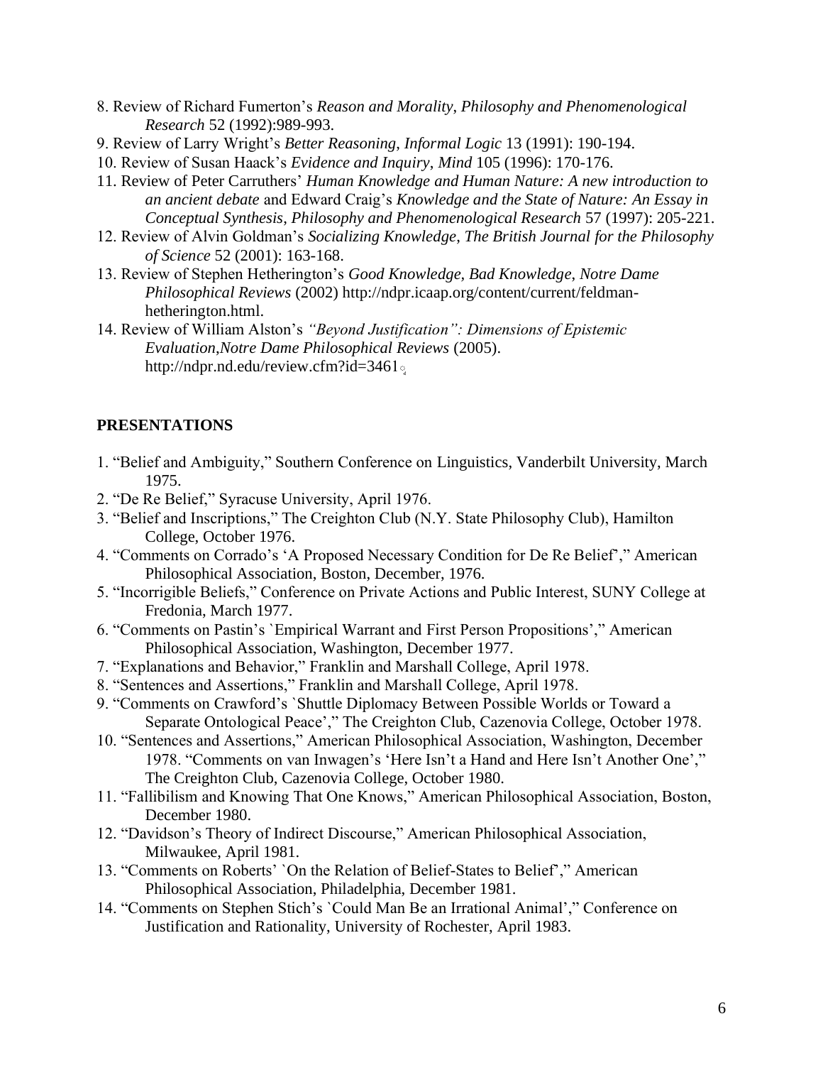8. Review of Richard Fumerton's *Reason and Morality*, *Philosophy and Phenomenological Research* 52 (1992):989-993.
9. Review of Larry Wright's *Better Reasoning*, *Informal Logic* 13 (1991): 190-194.
10. Review of Susan Haack's *Evidence and Inquiry*, *Mind* 105 (1996): 170-176.
11. Review of Peter Carruthers' *Human Knowledge and Human Nature: A new introduction to an ancient debate* and Edward Craig's *Knowledge and the State of Nature: An Essay in Conceptual Synthesis*, *Philosophy and Phenomenological Research* 57 (1997): 205-221.
12. Review of Alvin Goldman's *Socializing Knowledge*, *The British Journal for the Philosophy of Science* 52 (2001): 163-168.
13. Review of Stephen Hetherington's *Good Knowledge, Bad Knowledge*, *Notre Dame Philosophical Reviews* (2002) http://ndpr.icaap.org/content/current/feldman-hetherington.html.
14. Review of William Alston's *"Beyond Justification": Dimensions of Epistemic Evaluation*,*Notre Dame Philosophical Reviews* (2005). http://ndpr.nd.edu/review.cfm?id=3461

## PRESENTATIONS

1. "Belief and Ambiguity," Southern Conference on Linguistics, Vanderbilt University, March 1975.
2. "De Re Belief," Syracuse University, April 1976.
3. "Belief and Inscriptions," The Creighton Club (N.Y. State Philosophy Club), Hamilton College, October 1976.
4. "Comments on Corrado's 'A Proposed Necessary Condition for De Re Belief'," American Philosophical Association, Boston, December, 1976.
5. "Incorrigible Beliefs," Conference on Private Actions and Public Interest, SUNY College at Fredonia, March 1977.
6. "Comments on Pastin's `Empirical Warrant and First Person Propositions'," American Philosophical Association, Washington, December 1977.
7. "Explanations and Behavior," Franklin and Marshall College, April 1978.
8. "Sentences and Assertions," Franklin and Marshall College, April 1978.
9. "Comments on Crawford's `Shuttle Diplomacy Between Possible Worlds or Toward a Separate Ontological Peace'," The Creighton Club, Cazenovia College, October 1978.
10. "Sentences and Assertions," American Philosophical Association, Washington, December 1978. "Comments on van Inwagen's 'Here Isn't a Hand and Here Isn't Another One'," The Creighton Club, Cazenovia College, October 1980.
11. "Fallibilism and Knowing That One Knows," American Philosophical Association, Boston, December 1980.
12. "Davidson's Theory of Indirect Discourse," American Philosophical Association, Milwaukee, April 1981.
13. "Comments on Roberts' `On the Relation of Belief-States to Belief'," American Philosophical Association, Philadelphia, December 1981.
14. "Comments on Stephen Stich's `Could Man Be an Irrational Animal'," Conference on Justification and Rationality, University of Rochester, April 1983.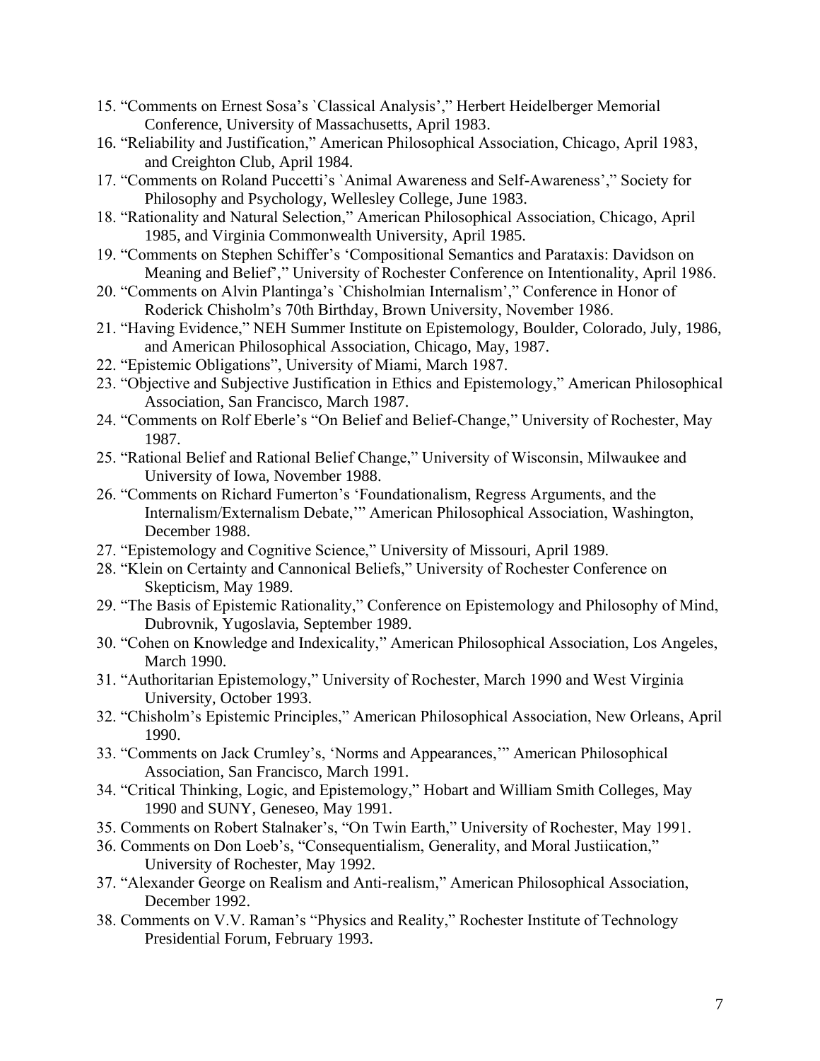15. "Comments on Ernest Sosa's `Classical Analysis'," Herbert Heidelberger Memorial Conference, University of Massachusetts, April 1983.
16. "Reliability and Justification," American Philosophical Association, Chicago, April 1983, and Creighton Club, April 1984.
17. "Comments on Roland Puccetti's `Animal Awareness and Self-Awareness'," Society for Philosophy and Psychology, Wellesley College, June 1983.
18. "Rationality and Natural Selection," American Philosophical Association, Chicago, April 1985, and Virginia Commonwealth University, April 1985.
19. "Comments on Stephen Schiffer's 'Compositional Semantics and Parataxis: Davidson on Meaning and Belief'," University of Rochester Conference on Intentionality, April 1986.
20. "Comments on Alvin Plantinga's `Chisholmian Internalism'," Conference in Honor of Roderick Chisholm's 70th Birthday, Brown University, November 1986.
21. "Having Evidence," NEH Summer Institute on Epistemology, Boulder, Colorado, July, 1986, and American Philosophical Association, Chicago, May, 1987.
22. "Epistemic Obligations", University of Miami, March 1987.
23. "Objective and Subjective Justification in Ethics and Epistemology," American Philosophical Association, San Francisco, March 1987.
24. "Comments on Rolf Eberle's "On Belief and Belief-Change," University of Rochester, May 1987.
25. "Rational Belief and Rational Belief Change," University of Wisconsin, Milwaukee and University of Iowa, November 1988.
26. "Comments on Richard Fumerton's 'Foundationalism, Regress Arguments, and the Internalism/Externalism Debate,'" American Philosophical Association, Washington, December 1988.
27. "Epistemology and Cognitive Science," University of Missouri, April 1989.
28. "Klein on Certainty and Cannonical Beliefs," University of Rochester Conference on Skepticism, May 1989.
29. "The Basis of Epistemic Rationality," Conference on Epistemology and Philosophy of Mind, Dubrovnik, Yugoslavia, September 1989.
30. "Cohen on Knowledge and Indexicality," American Philosophical Association, Los Angeles, March 1990.
31. "Authoritarian Epistemology," University of Rochester, March 1990 and West Virginia University, October 1993.
32. "Chisholm's Epistemic Principles," American Philosophical Association, New Orleans, April 1990.
33. "Comments on Jack Crumley's, 'Norms and Appearances,'" American Philosophical Association, San Francisco, March 1991.
34. "Critical Thinking, Logic, and Epistemology," Hobart and William Smith Colleges, May 1990 and SUNY, Geneseo, May 1991.
35. Comments on Robert Stalnaker's, "On Twin Earth," University of Rochester, May 1991.
36. Comments on Don Loeb's, "Consequentialism, Generality, and Moral Justiication," University of Rochester, May 1992.
37. "Alexander George on Realism and Anti-realism," American Philosophical Association, December 1992.
38. Comments on V.V. Raman's "Physics and Reality," Rochester Institute of Technology Presidential Forum, February 1993.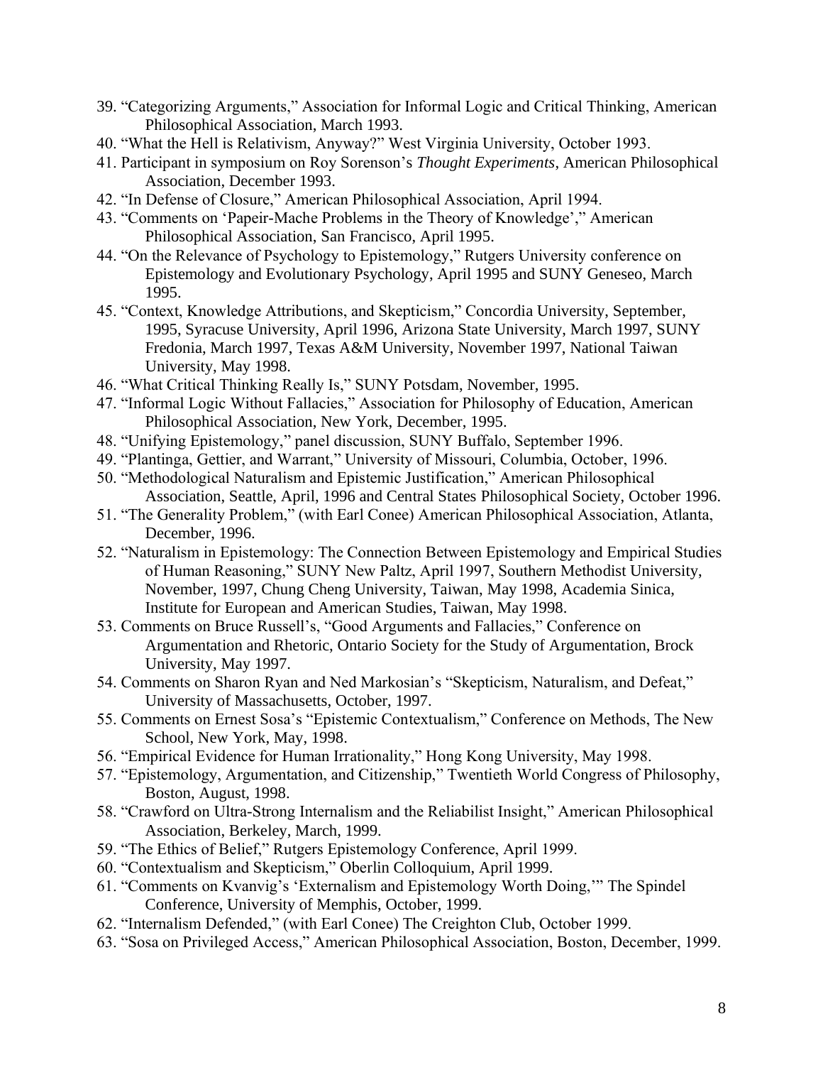39. "Categorizing Arguments," Association for Informal Logic and Critical Thinking, American Philosophical Association, March 1993.
40. "What the Hell is Relativism, Anyway?" West Virginia University, October 1993.
41. Participant in symposium on Roy Sorenson's *Thought Experiments*, American Philosophical Association, December 1993.
42. "In Defense of Closure," American Philosophical Association, April 1994.
43. "Comments on 'Papeir-Mache Problems in the Theory of Knowledge'," American Philosophical Association, San Francisco, April 1995.
44. "On the Relevance of Psychology to Epistemology," Rutgers University conference on Epistemology and Evolutionary Psychology, April 1995 and SUNY Geneseo, March 1995.
45. "Context, Knowledge Attributions, and Skepticism," Concordia University, September, 1995, Syracuse University, April 1996, Arizona State University, March 1997, SUNY Fredonia, March 1997, Texas A&M University, November 1997, National Taiwan University, May 1998.
46. "What Critical Thinking Really Is," SUNY Potsdam, November, 1995.
47. "Informal Logic Without Fallacies," Association for Philosophy of Education, American Philosophical Association, New York, December, 1995.
48. "Unifying Epistemology," panel discussion, SUNY Buffalo, September 1996.
49. "Plantinga, Gettier, and Warrant," University of Missouri, Columbia, October, 1996.
50. "Methodological Naturalism and Epistemic Justification," American Philosophical Association, Seattle, April, 1996 and Central States Philosophical Society, October 1996.
51. "The Generality Problem," (with Earl Conee) American Philosophical Association, Atlanta, December, 1996.
52. "Naturalism in Epistemology: The Connection Between Epistemology and Empirical Studies of Human Reasoning," SUNY New Paltz, April 1997, Southern Methodist University, November, 1997, Chung Cheng University, Taiwan, May 1998, Academia Sinica, Institute for European and American Studies, Taiwan, May 1998.
53. Comments on Bruce Russell's, "Good Arguments and Fallacies," Conference on Argumentation and Rhetoric, Ontario Society for the Study of Argumentation, Brock University, May 1997.
54. Comments on Sharon Ryan and Ned Markosian's "Skepticism, Naturalism, and Defeat," University of Massachusetts, October, 1997.
55. Comments on Ernest Sosa's "Epistemic Contextualism," Conference on Methods, The New School, New York, May, 1998.
56. "Empirical Evidence for Human Irrationality," Hong Kong University, May 1998.
57. "Epistemology, Argumentation, and Citizenship," Twentieth World Congress of Philosophy, Boston, August, 1998.
58. "Crawford on Ultra-Strong Internalism and the Reliabilist Insight," American Philosophical Association, Berkeley, March, 1999.
59. "The Ethics of Belief," Rutgers Epistemology Conference, April 1999.
60. "Contextualism and Skepticism," Oberlin Colloquium, April 1999.
61. "Comments on Kvanvig's 'Externalism and Epistemology Worth Doing,'" The Spindel Conference, University of Memphis, October, 1999.
62. "Internalism Defended," (with Earl Conee) The Creighton Club, October 1999.
63. "Sosa on Privileged Access," American Philosophical Association, Boston, December, 1999.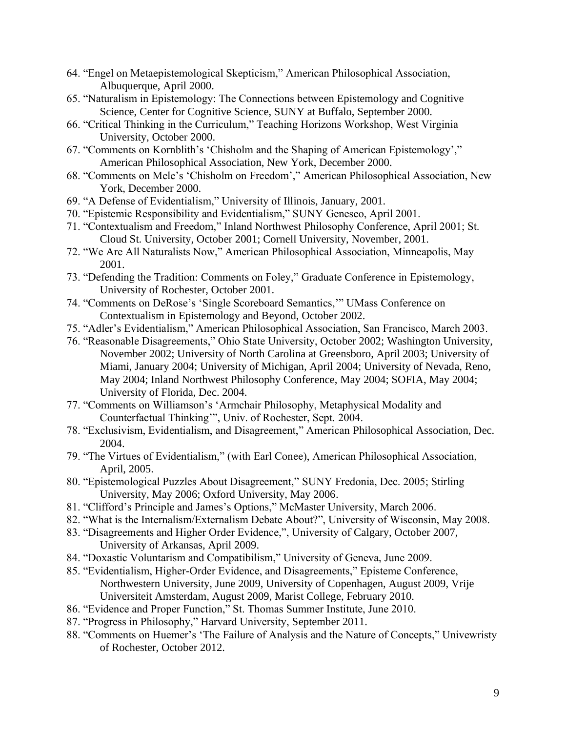64. "Engel on Metaepistemological Skepticism," American Philosophical Association, Albuquerque, April 2000.
65. "Naturalism in Epistemology: The Connections between Epistemology and Cognitive Science, Center for Cognitive Science, SUNY at Buffalo, September 2000.
66. "Critical Thinking in the Curriculum," Teaching Horizons Workshop, West Virginia University, October 2000.
67. "Comments on Kornblith's 'Chisholm and the Shaping of American Epistemology'," American Philosophical Association, New York, December 2000.
68. "Comments on Mele's 'Chisholm on Freedom'," American Philosophical Association, New York, December 2000.
69. "A Defense of Evidentialism," University of Illinois, January, 2001.
70. "Epistemic Responsibility and Evidentialism," SUNY Geneseo, April 2001.
71. "Contextualism and Freedom," Inland Northwest Philosophy Conference, April 2001; St. Cloud St. University, October 2001; Cornell University, November, 2001.
72. "We Are All Naturalists Now," American Philosophical Association, Minneapolis, May 2001.
73. "Defending the Tradition: Comments on Foley," Graduate Conference in Epistemology, University of Rochester, October 2001.
74. "Comments on DeRose's 'Single Scoreboard Semantics,'" UMass Conference on Contextualism in Epistemology and Beyond, October 2002.
75. "Adler's Evidentialism," American Philosophical Association, San Francisco, March 2003.
76. "Reasonable Disagreements," Ohio State University, October 2002; Washington University, November 2002; University of North Carolina at Greensboro, April 2003; University of Miami, January 2004; University of Michigan, April 2004; University of Nevada, Reno, May 2004; Inland Northwest Philosophy Conference, May 2004; SOFIA, May 2004; University of Florida, Dec. 2004.
77. "Comments on Williamson's 'Armchair Philosophy, Metaphysical Modality and Counterfactual Thinking'", Univ. of Rochester, Sept. 2004.
78. "Exclusivism, Evidentialism, and Disagreement," American Philosophical Association, Dec. 2004.
79. "The Virtues of Evidentialism," (with Earl Conee), American Philosophical Association, April, 2005.
80. "Epistemological Puzzles About Disagreement," SUNY Fredonia, Dec. 2005; Stirling University, May 2006; Oxford University, May 2006.
81. "Clifford's Principle and James's Options," McMaster University, March 2006.
82. "What is the Internalism/Externalism Debate About?", University of Wisconsin, May 2008.
83. "Disagreements and Higher Order Evidence,", University of Calgary, October 2007, University of Arkansas, April 2009.
84. "Doxastic Voluntarism and Compatibilism," University of Geneva, June 2009.
85. "Evidentialism, Higher-Order Evidence, and Disagreements," Episteme Conference, Northwestern University, June 2009, University of Copenhagen, August 2009, Vrije Universiteit Amsterdam, August 2009, Marist College, February 2010.
86. "Evidence and Proper Function," St. Thomas Summer Institute, June 2010.
87. "Progress in Philosophy," Harvard University, September 2011.
88. "Comments on Huemer's 'The Failure of Analysis and the Nature of Concepts," Univewristy of Rochester, October 2012.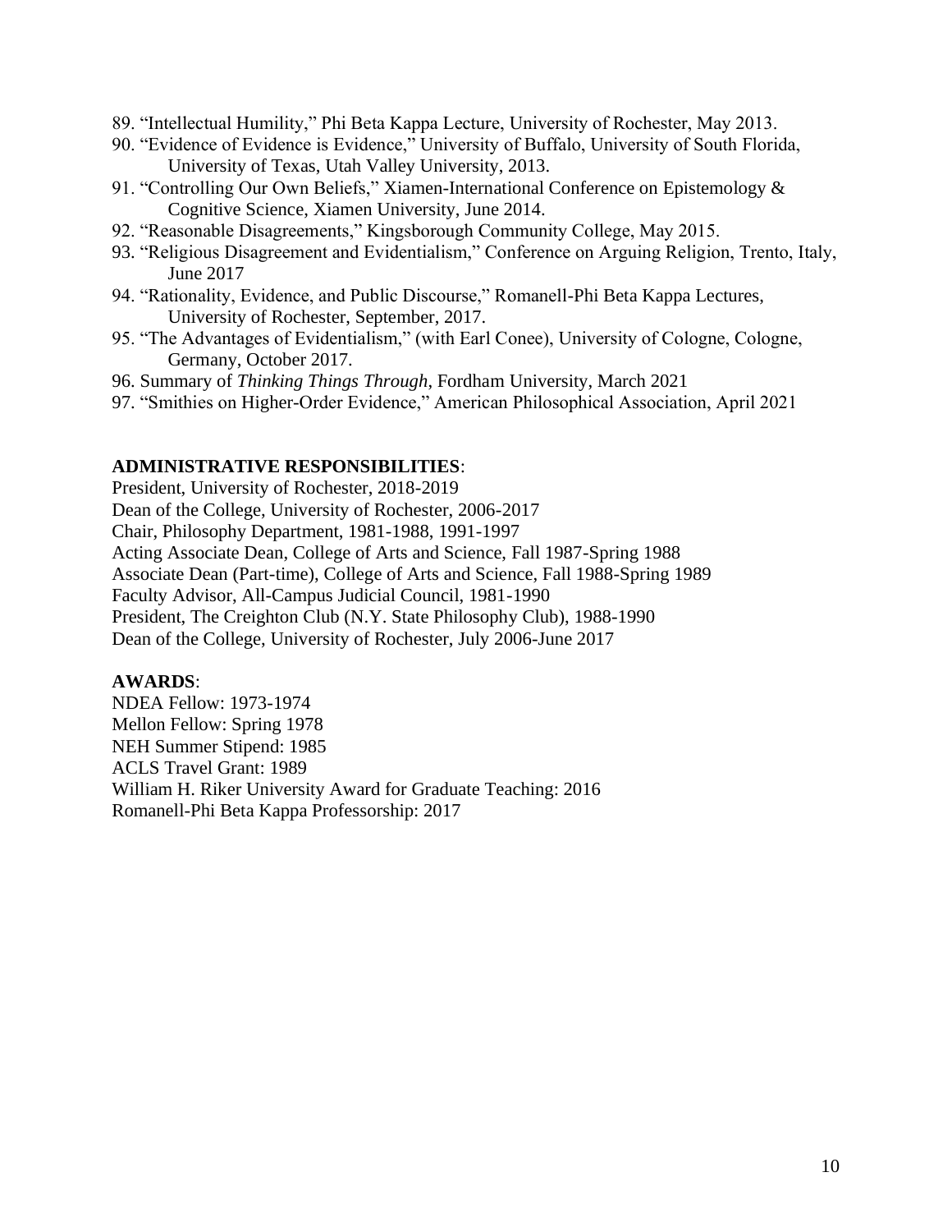89. "Intellectual Humility," Phi Beta Kappa Lecture, University of Rochester, May 2013.
90. "Evidence of Evidence is Evidence," University of Buffalo, University of South Florida, University of Texas, Utah Valley University, 2013.
91. "Controlling Our Own Beliefs," Xiamen-International Conference on Epistemology & Cognitive Science, Xiamen University, June 2014.
92. "Reasonable Disagreements," Kingsborough Community College, May 2015.
93. "Religious Disagreement and Evidentialism," Conference on Arguing Religion, Trento, Italy, June 2017
94. "Rationality, Evidence, and Public Discourse," Romanell-Phi Beta Kappa Lectures, University of Rochester, September, 2017.
95. "The Advantages of Evidentialism," (with Earl Conee), University of Cologne, Cologne, Germany, October 2017.
96. Summary of *Thinking Things Through*, Fordham University, March 2021
97. "Smithies on Higher-Order Evidence," American Philosophical Association, April 2021

**ADMINISTRATIVE RESPONSIBILITIES**:

President, University of Rochester, 2018-2019
Dean of the College, University of Rochester, 2006-2017
Chair, Philosophy Department, 1981-1988, 1991-1997
Acting Associate Dean, College of Arts and Science, Fall 1987-Spring 1988
Associate Dean (Part-time), College of Arts and Science, Fall 1988-Spring 1989
Faculty Advisor, All-Campus Judicial Council, 1981-1990
President, The Creighton Club (N.Y. State Philosophy Club), 1988-1990
Dean of the College, University of Rochester, July 2006-June 2017

**AWARDS**:

NDEA Fellow: 1973-1974
Mellon Fellow: Spring 1978
NEH Summer Stipend: 1985
ACLS Travel Grant: 1989
William H. Riker University Award for Graduate Teaching: 2016
Romanell-Phi Beta Kappa Professorship: 2017